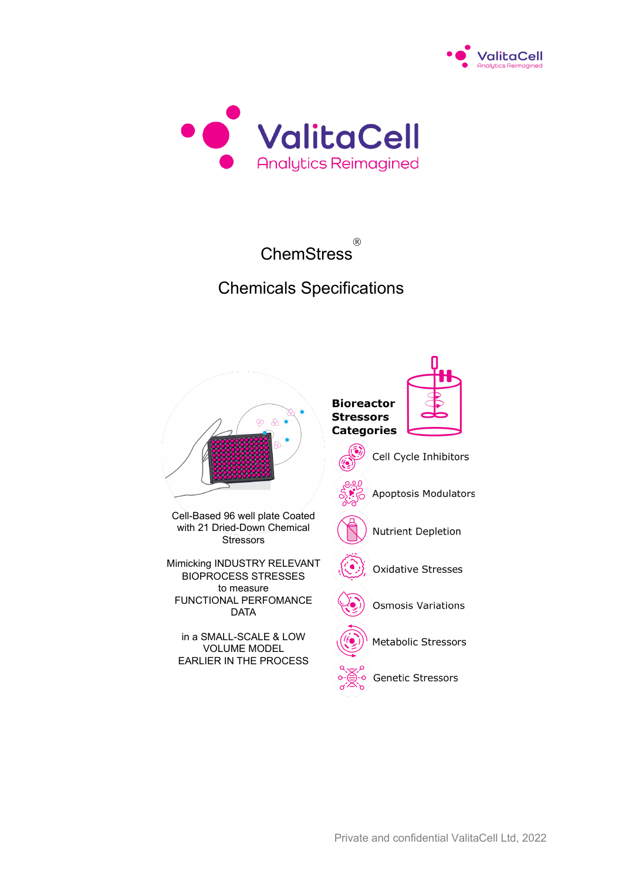# ValitaCell

Analytics Reimagined

## ChemStress®

## Chemicals Specifications

Cell-Based 96 well plate Coated with 21 Dried-Down Chemical Stressors

Mimicking INDUSTRY RELEVANT BIOPROCESS STRESSES to measure FUNCTIONAL PERFOMANCE DATA

in a SMALL-SCALE & LOW VOLUME MODEL EARLIER IN THE PROCESS

**Bioreactor Stressors Categories**

- Cell Cycle Inhibitors
- Apoptosis Modulators
- Nutrient Depletion
- Oxidative Stresses
- Osmosis Variations
- Metabolic Stressors
- Genetic Stressors

Private and confidential ValitaCell Ltd, 2022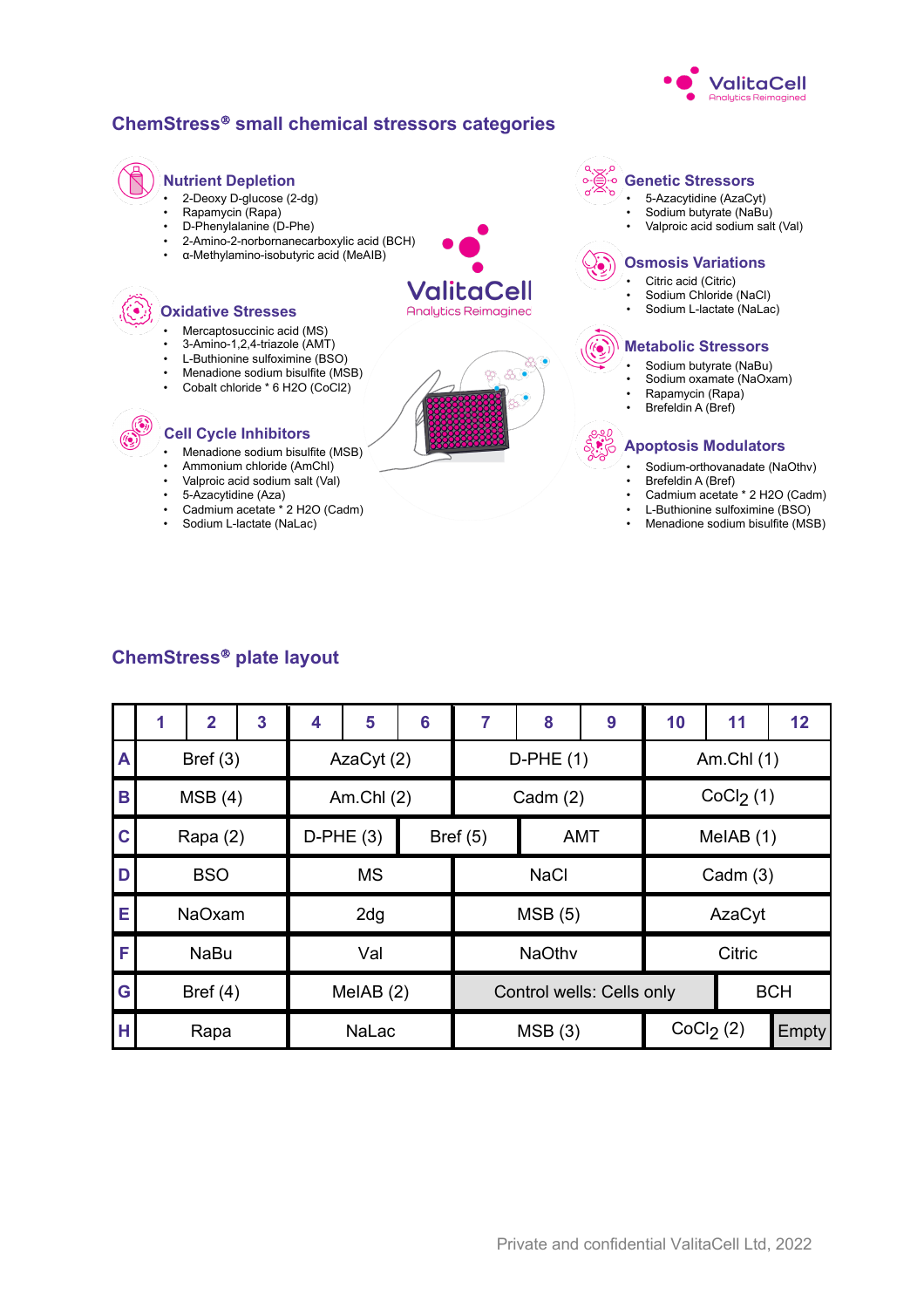## ChemStress® small chemical stressors categories

### Nutrient Depletion

- 2-Deoxy D-glucose (2-dg)
- Rapamycin (Rapa)
- D-Phenylalanine (D-Phe)
- 2-Amino-2-norbornanecarboxylic acid (BCH)
- α-Methylamino-isobutyric acid (MeAIB)

### Oxidative Stresses

- Mercaptosuccinic acid (MS)
- 3-Amino-1,2,4-triazole (AMT)
- L-Buthionine sulfoximine (BSO)
- Menadione sodium bisulfite (MSB)
- Cobalt chloride * 6 H2O (CoCl2)

### Cell Cycle Inhibitors

- Menadione sodium bisulfite (MSB)
- Ammonium chloride (AmChl)
- Valproic acid sodium salt (Val)
- 5-Azacytidine (Aza)
- Cadmium acetate * 2 H2O (Cadm)
- Sodium L-lactate (NaLac)

### Genetic Stressors

- 5-Azacytidine (AzaCyt)
- Sodium butyrate (NaBu)
- Valproic acid sodium salt (Val)

### Osmosis Variations

- Citric acid (Citric)
- Sodium Chloride (NaCl)
- Sodium L-lactate (NaLac)

### Metabolic Stressors

- Sodium butyrate (NaBu)
- Sodium oxamate (NaOxam)
- Rapamycin (Rapa)
- Brefeldin A (Bref)

### Apoptosis Modulators

- Sodium-orthovanadate (NaOthv)
- Brefeldin A (Bref)
- Cadmium acetate * 2 H2O (Cadm)
- L-Buthionine sulfoximine (BSO)
- Menadione sodium bisulfite (MSB)

## ChemStress® plate layout

| | 1 | 2 | 3 | 4 | 5 | 6 | 7 | 8 | 9 | 10 | 11 | 12 |
|---|---|---|---|---|---|---|---|---|---|---|---|---|
| A | Bref (3) | | | AzaCyt (2) | | | D-PHE (1) | | | Am.Chl (1) | | |
| B | MSB (4) | | | Am.Chl (2) | | | Cadm (2) | | | $CoCl_2$ (1) | | |
| C | Rapa (2) | | | D-PHE (3) | | Bref (5) | | AMT | | MeIAB (1) | | |
| D | BSO | | | MS | | | NaCl | | | Cadm (3) | | |
| E | NaOxam | | | 2dg | | | MSB (5) | | | AzaCyt | | |
| F | NaBu | | | Val | | | NaOthv | | | Citric | | |
| G | Bref (4) | | | MeIAB (2) | | | Control wells: Cells only | | | | BCH | |
| H | Rapa | | | NaLac | | | MSB (3) | | | $CoCl_2$ (2) | | Empty |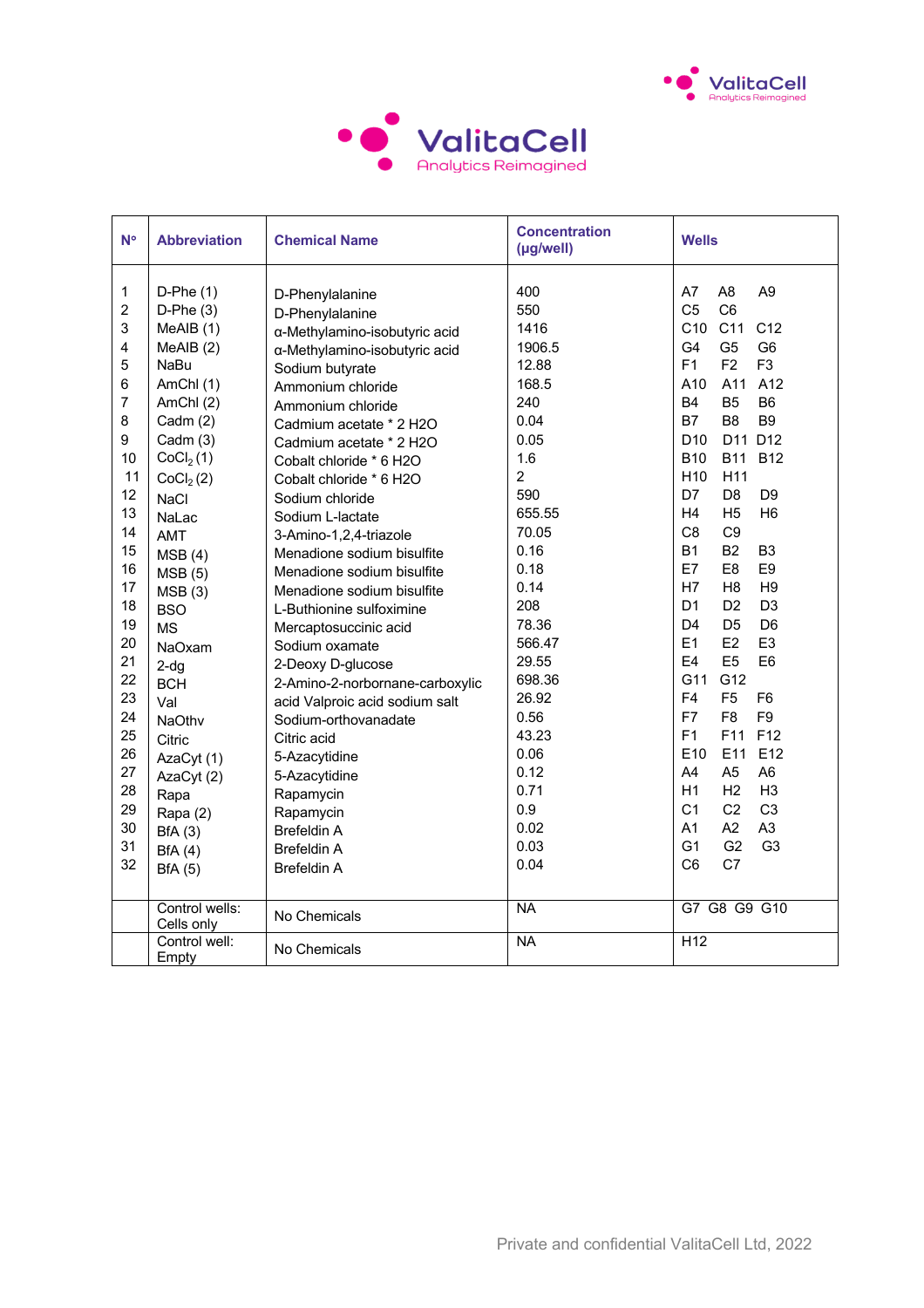| N° | Abbreviation | Chemical Name | Concentration (µg/well) | Wells |
|---|---|---|---|---|
| 1 | D-Phe (1) | D-Phenylalanine | 400 | A7 A8 A9 |
| 2 | D-Phe (3) | D-Phenylalanine | 550 | C5 C6 |
| 3 | MeAIB (1) | α-Methylamino-isobutyric acid | 1416 | C10 C11 C12 |
| 4 | MeAIB (2) | α-Methylamino-isobutyric acid | 1906.5 | G4 G5 G6 |
| 5 | NaBu | Sodium butyrate | 12.88 | F1 F2 F3 |
| 6 | AmChl (1) | Ammonium chloride | 168.5 | A10 A11 A12 |
| 7 | AmChl (2) | Ammonium chloride | 240 | B4 B5 B6 |
| 8 | Cadm (2) | Cadmium acetate * 2 H2O | 0.04 | B7 B8 B9 |
| 9 | Cadm (3) | Cadmium acetate * 2 H2O | 0.05 | D10 D11 D12 |
| 10 | $CoCl_2$ (1) | Cobalt chloride * 6 H2O | 1.6 | B10 B11 B12 |
| 11 | $CoCl_2$ (2) | Cobalt chloride * 6 H2O | 2 | H10 H11 |
| 12 | NaCl | Sodium chloride | 590 | D7 D8 D9 |
| 13 | NaLac | Sodium L-lactate | 655.55 | H4 H5 H6 |
| 14 | AMT | 3-Amino-1,2,4-triazole | 70.05 | C8 C9 |
| 15 | MSB (4) | Menadione sodium bisulfite | 0.16 | B1 B2 B3 |
| 16 | MSB (5) | Menadione sodium bisulfite | 0.18 | E7 E8 E9 |
| 17 | MSB (3) | Menadione sodium bisulfite | 0.14 | H7 H8 H9 |
| 18 | BSO | L-Buthionine sulfoximine | 208 | D1 D2 D3 |
| 19 | MS | Mercaptosuccinic acid | 78.36 | D4 D5 D6 |
| 20 | NaOxam | Sodium oxamate | 566.47 | E1 E2 E3 |
| 21 | 2-dg | 2-Deoxy D-glucose | 29.55 | E4 E5 E6 |
| 22 | BCH | 2-Amino-2-norbornane-carboxylic | 698.36 | G11 G12 |
| 23 | Val | acid Valproic acid sodium salt | 26.92 | F4 F5 F6 |
| 24 | NaOthv | Sodium-orthovanadate | 0.56 | F7 F8 F9 |
| 25 | Citric | Citric acid | 43.23 | F1 F11 F12 |
| 26 | AzaCyt (1) | 5-Azacytidine | 0.06 | E10 E11 E12 |
| 27 | AzaCyt (2) | 5-Azacytidine | 0.12 | A4 A5 A6 |
| 28 | Rapa | Rapamycin | 0.71 | H1 H2 H3 |
| 29 | Rapa (2) | Rapamycin | 0.9 | C1 C2 C3 |
| 30 | BfA (3) | Brefeldin A | 0.02 | A1 A2 A3 |
| 31 | BfA (4) | Brefeldin A | 0.03 | G1 G2 G3 |
| 32 | BfA (5) | Brefeldin A | 0.04 | C6 C7 |
| | Control wells: Cells only | No Chemicals | NA | G7 G8 G9 G10 |
| | Control well: Empty | No Chemicals | NA | H12 |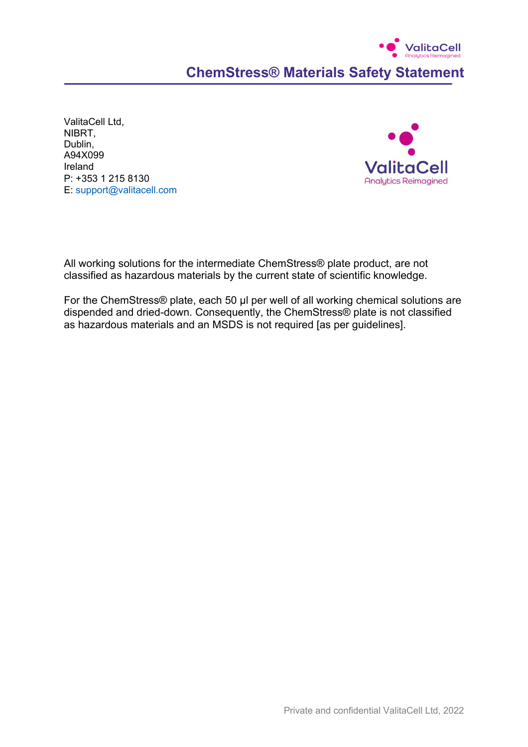# ChemStress® Materials Safety Statement

ValitaCell Ltd,
NIBRT,
Dublin,
A94X099
Ireland
P: +353 1 215 8130
E: support@valitacell.com

All working solutions for the intermediate ChemStress® plate product, are not classified as hazardous materials by the current state of scientific knowledge.

For the ChemStress® plate, each 50 µl per well of all working chemical solutions are dispended and dried-down. Consequently, the ChemStress® plate is not classified as hazardous materials and an MSDS is not required [as per guidelines].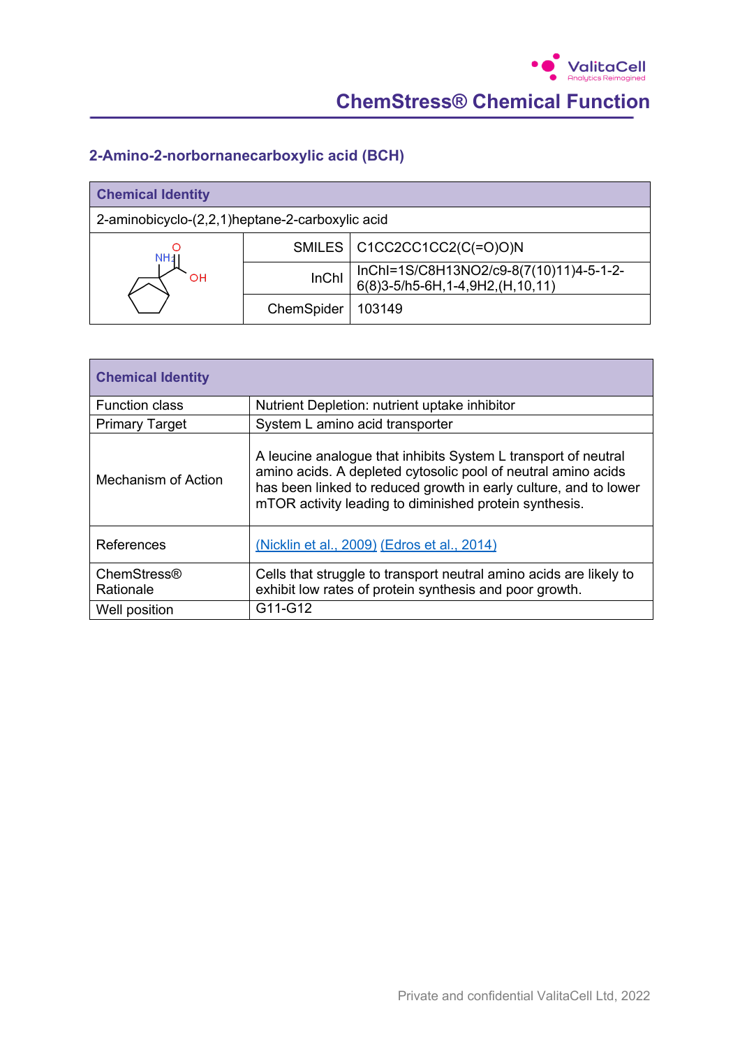## 2-Amino-2-norbornanecarboxylic acid (BCH)

| Chemical Identity | | |
|---|---|---|
| 2-aminobicyclo-(2,2,1)heptane-2-carboxylic acid | | |
| | SMILES | C1CC2CC1CC2(C(=O)O)N |
| | InChI | InChI=1S/C8H13NO2/c9-8(7(10)11)4-5-1-2-6(8)3-5/h5-6H,1-4,9H2,(H,10,11) |
| | ChemSpider | 103149 |

| Chemical Identity | |
|---|---|
| Function class | Nutrient Depletion: nutrient uptake inhibitor |
| Primary Target | System L amino acid transporter |
| Mechanism of Action | A leucine analogue that inhibits System L transport of neutral amino acids. A depleted cytosolic pool of neutral amino acids has been linked to reduced growth in early culture, and to lower mTOR activity leading to diminished protein synthesis. |
| References | (Nicklin et al., 2009) (Edros et al., 2014) |
| ChemStress® Rationale | Cells that struggle to transport neutral amino acids are likely to exhibit low rates of protein synthesis and poor growth. |
| Well position | G11-G12 |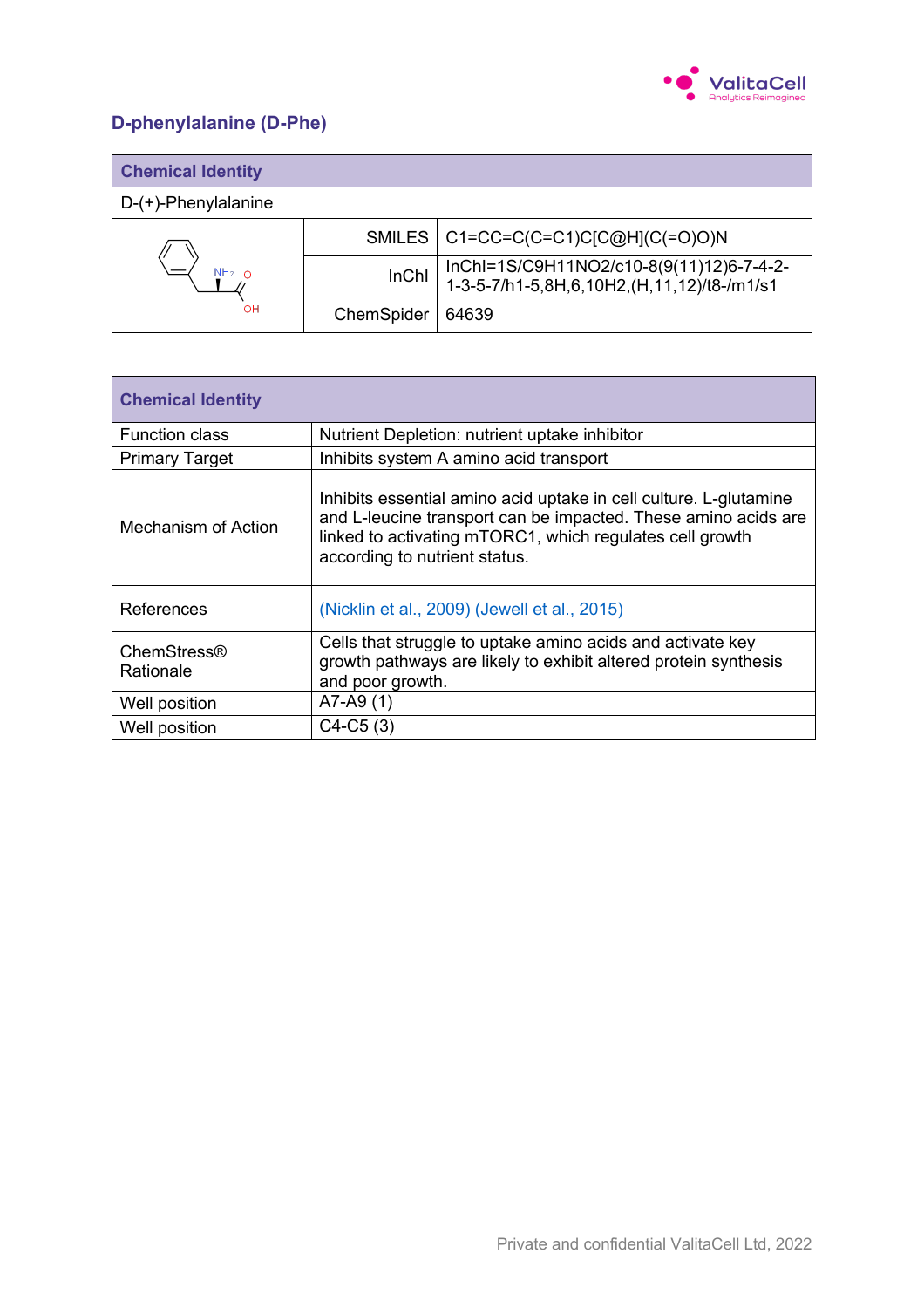## D-phenylalanine (D-Phe)

| Chemical Identity | | |
|---|---|---|
| D-(+)-Phenylalanine | | |
| | SMILES | C1=CC=C(C=C1)C[C@H](C(=O)O)N |
| | InChI | InChI=1S/C9H11NO2/c10-8(9(11)12)6-7-4-2-1-3-5-7/h1-5,8H,6,10H2,(H,11,12)/t8-/m1/s1 |
| | ChemSpider | 64639 |

| Chemical Identity | |
|---|---|
| Function class | Nutrient Depletion: nutrient uptake inhibitor |
| Primary Target | Inhibits system A amino acid transport |
| Mechanism of Action | Inhibits essential amino acid uptake in cell culture. L-glutamine and L-leucine transport can be impacted. These amino acids are linked to activating mTORC1, which regulates cell growth according to nutrient status. |
| References | (Nicklin et al., 2009) (Jewell et al., 2015) |
| ChemStress® Rationale | Cells that struggle to uptake amino acids and activate key growth pathways are likely to exhibit altered protein synthesis and poor growth. |
| Well position | A7-A9 (1) |
| Well position | C4-C5 (3) |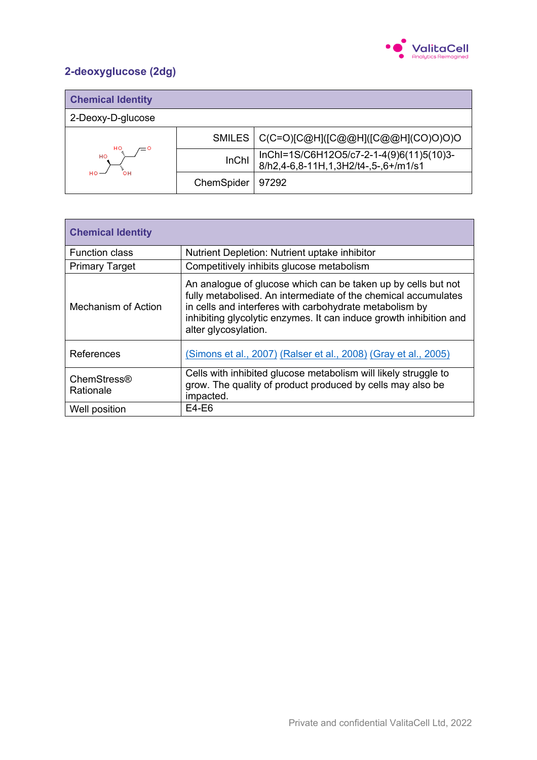## 2-deoxyglucose (2dg)

| Chemical Identity | | |
|---|---|---|
| 2-Deoxy-D-glucose | | |
| | SMILES | C(C=O)[C@H]([C@@H]([C@@H](CO)O)O)O |
| | InChI | InChI=1S/C6H12O5/c7-2-1-4(9)6(11)5(10)3-8/h2,4-6,8-11H,1,3H2/t4-,5-,6+/m1/s1 |
| | ChemSpider | 97292 |

| Chemical Identity | |
|---|---|
| Function class | Nutrient Depletion: Nutrient uptake inhibitor |
| Primary Target | Competitively inhibits glucose metabolism |
| Mechanism of Action | An analogue of glucose which can be taken up by cells but not fully metabolised. An intermediate of the chemical accumulates in cells and interferes with carbohydrate metabolism by inhibiting glycolytic enzymes. It can induce growth inhibition and alter glycosylation. |
| References | (Simons et al., 2007) (Ralser et al., 2008) (Gray et al., 2005) |
| ChemStress® Rationale | Cells with inhibited glucose metabolism will likely struggle to grow. The quality of product produced by cells may also be impacted. |
| Well position | E4-E6 |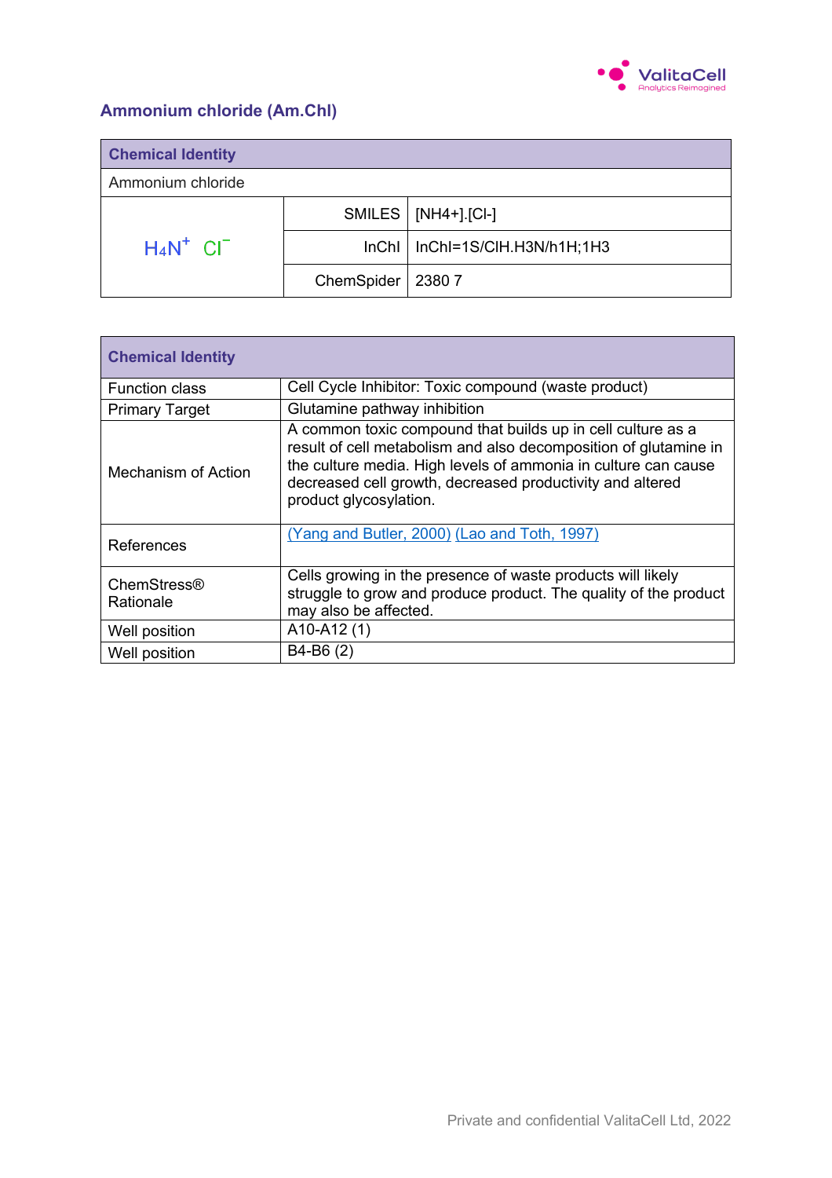## Ammonium chloride (Am.Chl)

| Chemical Identity | | |
|---|---|---|
| Ammonium chloride | | |
| $H_4N^+$ $Cl^-$ | SMILES | [NH4+].[Cl-] |
| | InChI | InChI=1S/ClH.H3N/h1H;1H3 |
| | ChemSpider | 2380 7 |

| Chemical Identity | |
|---|---|
| Function class | Cell Cycle Inhibitor: Toxic compound (waste product) |
| Primary Target | Glutamine pathway inhibition |
| Mechanism of Action | A common toxic compound that builds up in cell culture as a result of cell metabolism and also decomposition of glutamine in the culture media. High levels of ammonia in culture can cause decreased cell growth, decreased productivity and altered product glycosylation. |
| References | (Yang and Butler, 2000) (Lao and Toth, 1997) |
| ChemStress® Rationale | Cells growing in the presence of waste products will likely struggle to grow and produce product. The quality of the product may also be affected. |
| Well position | A10-A12 (1) |
| Well position | B4-B6 (2) |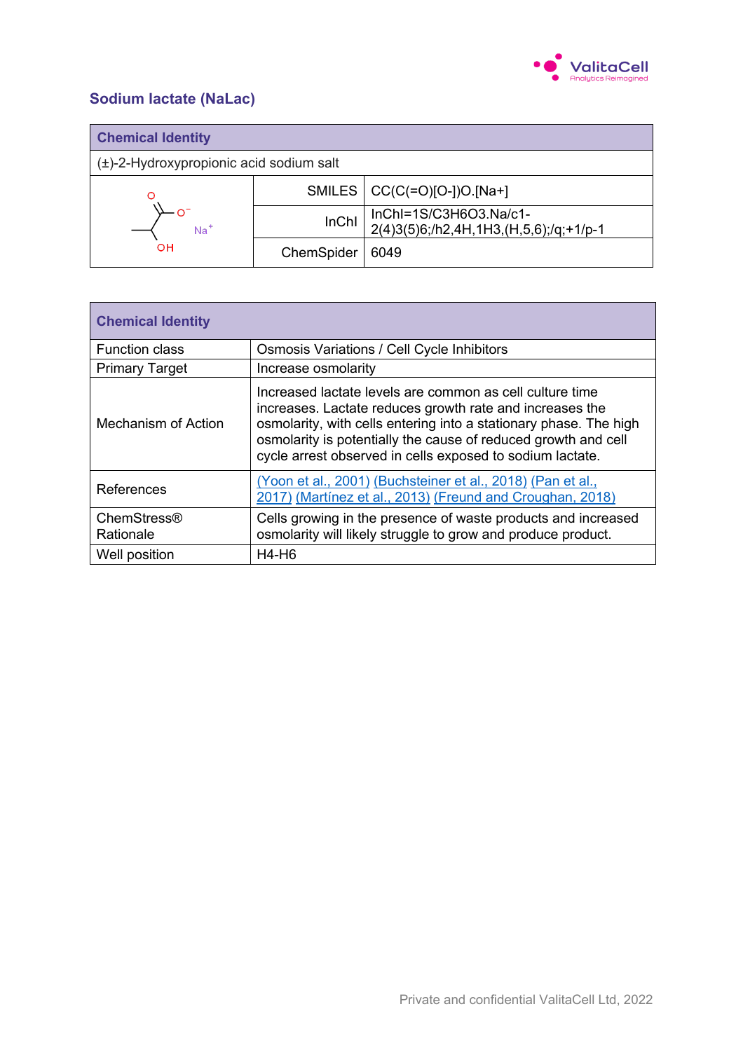## Sodium lactate (NaLac)

| Chemical Identity | | |
|---|---|---|
| (±)-2-Hydroxypropionic acid sodium salt | | |
| | SMILES | CC(C(=O)[O-])O.[Na+] |
| | InChI | InChI=1S/C3H6O3.Na/c1-2(4)3(5)6;/h2,4H,1H3,(H,5,6);/q;+1/p-1 |
| | ChemSpider | 6049 |

| Chemical Identity | |
|---|---|
| Function class | Osmosis Variations / Cell Cycle Inhibitors |
| Primary Target | Increase osmolarity |
| Mechanism of Action | Increased lactate levels are common as cell culture time increases. Lactate reduces growth rate and increases the osmolarity, with cells entering into a stationary phase. The high osmolarity is potentially the cause of reduced growth and cell cycle arrest observed in cells exposed to sodium lactate. |
| References | (Yoon et al., 2001) (Buchsteiner et al., 2018) (Pan et al., 2017) (Martínez et al., 2013) (Freund and Croughan, 2018) |
| ChemStress® Rationale | Cells growing in the presence of waste products and increased osmolarity will likely struggle to grow and produce product. |
| Well position | H4-H6 |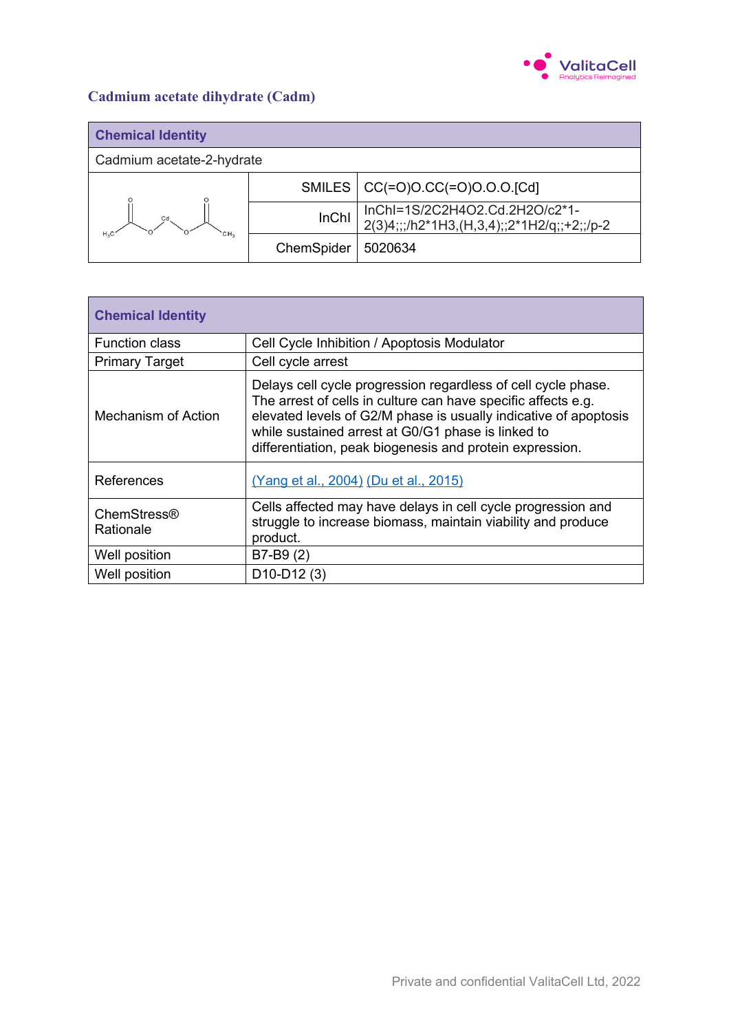## Cadmium acetate dihydrate (Cadm)

| Chemical Identity | | |
|---|---|---|
| Cadmium acetate-2-hydrate | | |
| | SMILES | CC(=O)O.CC(=O)O.O.O.[Cd] |
| | InChI | InChI=1S/2C2H4O2.Cd.2H2O/c2*1-2(3)4;;;/h2*1H3,(H,3,4);;2*1H2/q;;+2;;/p-2 |
| | ChemSpider | 5020634 |

| Chemical Identity | |
|---|---|
| Function class | Cell Cycle Inhibition / Apoptosis Modulator |
| Primary Target | Cell cycle arrest |
| Mechanism of Action | Delays cell cycle progression regardless of cell cycle phase. The arrest of cells in culture can have specific affects e.g. elevated levels of G2/M phase is usually indicative of apoptosis while sustained arrest at G0/G1 phase is linked to differentiation, peak biogenesis and protein expression. |
| References | (Yang et al., 2004) (Du et al., 2015) |
| ChemStress® Rationale | Cells affected may have delays in cell cycle progression and struggle to increase biomass, maintain viability and produce product. |
| Well position | B7-B9 (2) |
| Well position | D10-D12 (3) |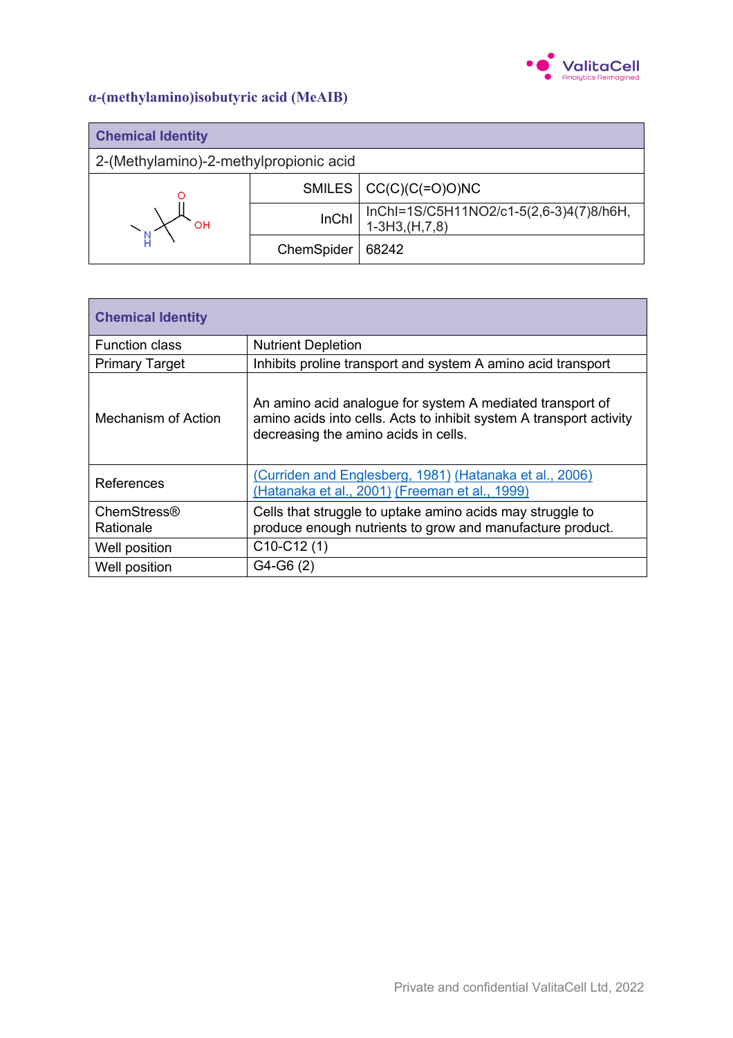## α-(methylamino)isobutyric acid (MeAIB)

| Chemical Identity | | |
|---|---|---|
| 2-(Methylamino)-2-methylpropionic acid | | |
| | SMILES | CC(C)(C(=O)O)NC |
| | InChI | InChI=1S/C5H11NO2/c1-5(2,6-3)4(7)8/h6H, 1-3H3,(H,7,8) |
| | ChemSpider | 68242 |

| Chemical Identity | |
|---|---|
| Function class | Nutrient Depletion |
| Primary Target | Inhibits proline transport and system A amino acid transport |
| Mechanism of Action | An amino acid analogue for system A mediated transport of amino acids into cells. Acts to inhibit system A transport activity decreasing the amino acids in cells. |
| References | (Curriden and Englesberg, 1981) (Hatanaka et al., 2006) (Hatanaka et al., 2001) (Freeman et al., 1999) |
| ChemStress® Rationale | Cells that struggle to uptake amino acids may struggle to produce enough nutrients to grow and manufacture product. |
| Well position | C10-C12 (1) |
| Well position | G4-G6 (2) |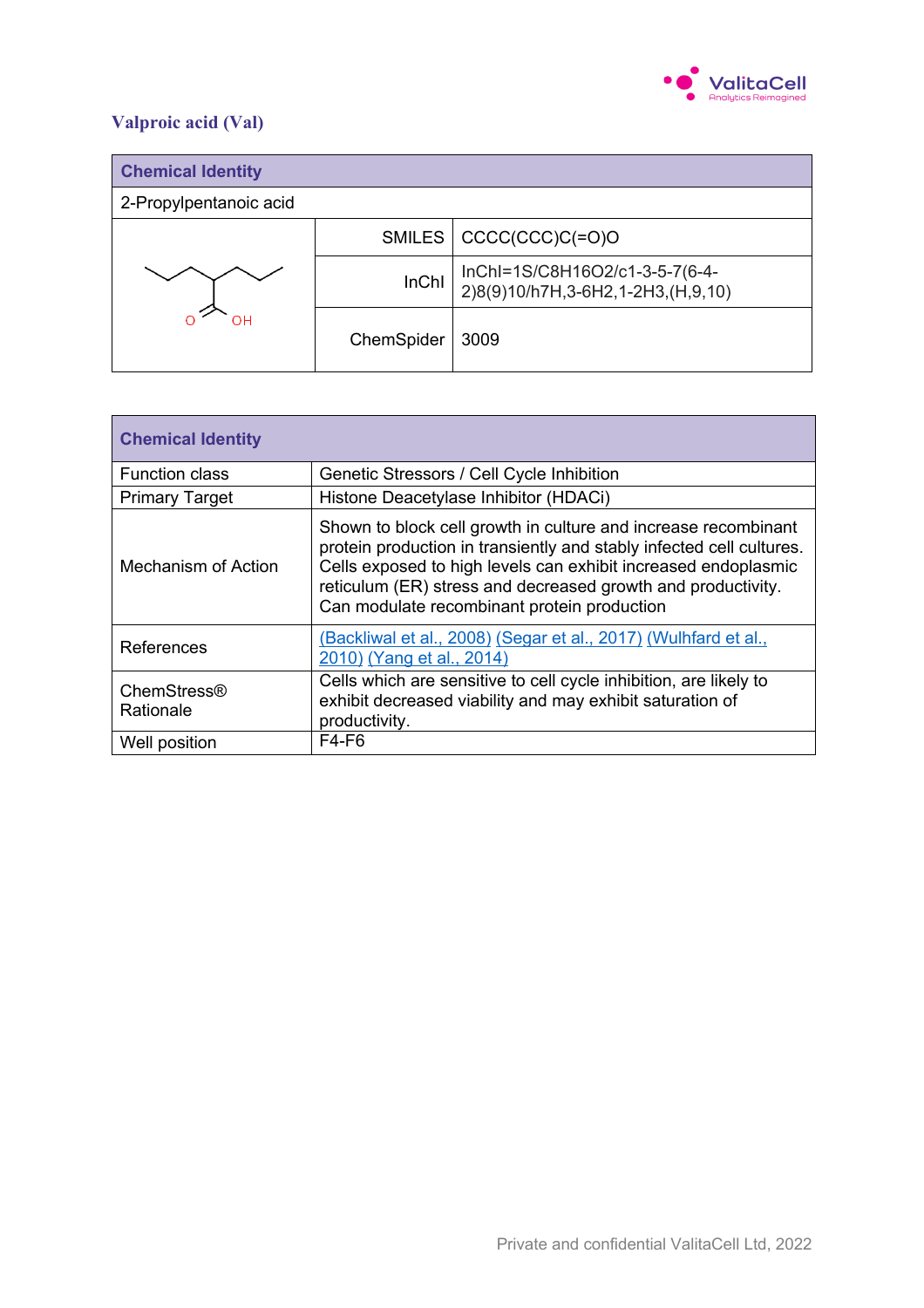## Valproic acid (Val)

| Chemical Identity | | |
|---|---|---|
| 2-Propylpentanoic acid | | |
| | SMILES | CCCC(CCC)C(=O)O |
| | InChI | InChI=1S/C8H16O2/c1-3-5-7(6-4-2)8(9)10/h7H,3-6H2,1-2H3,(H,9,10) |
| | ChemSpider | 3009 |

| Chemical Identity | |
|---|---|
| Function class | Genetic Stressors / Cell Cycle Inhibition |
| Primary Target | Histone Deacetylase Inhibitor (HDACi) |
| Mechanism of Action | Shown to block cell growth in culture and increase recombinant protein production in transiently and stably infected cell cultures. Cells exposed to high levels can exhibit increased endoplasmic reticulum (ER) stress and decreased growth and productivity. Can modulate recombinant protein production |
| References | (Backliwal et al., 2008) (Segar et al., 2017) (Wulhfard et al., 2010) (Yang et al., 2014) |
| ChemStress® Rationale | Cells which are sensitive to cell cycle inhibition, are likely to exhibit decreased viability and may exhibit saturation of productivity. |
| Well position | F4-F6 |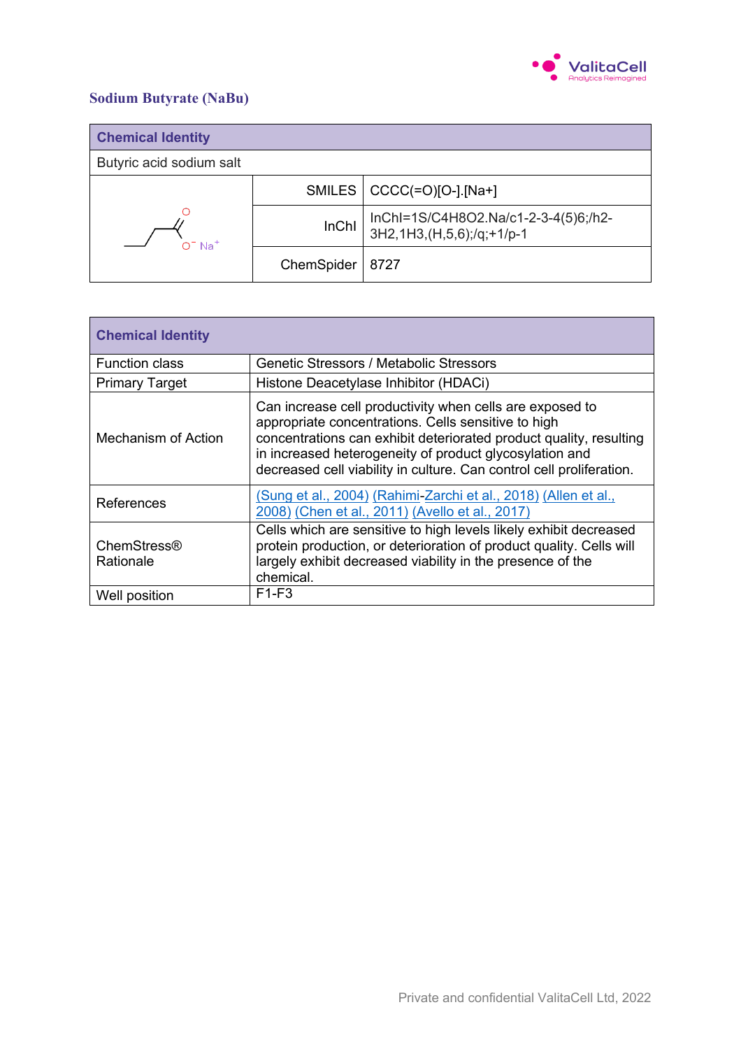### Sodium Butyrate (NaBu)

| Chemical Identity | | |
|---|---|---|
| Butyric acid sodium salt | | |
| | SMILES | CCCC(=O)[O-].[Na+] |
| | InChI | InChI=1S/C4H8O2.Na/c1-2-3-4(5)6;/h2-3H2,1H3,(H,5,6);/q;+1/p-1 |
| | ChemSpider | 8727 |

| Chemical Identity | |
|---|---|
| Function class | Genetic Stressors / Metabolic Stressors |
| Primary Target | Histone Deacetylase Inhibitor (HDACi) |
| Mechanism of Action | Can increase cell productivity when cells are exposed to appropriate concentrations. Cells sensitive to high concentrations can exhibit deteriorated product quality, resulting in increased heterogeneity of product glycosylation and decreased cell viability in culture. Can control cell proliferation. |
| References | (Sung et al., 2004) (Rahimi-Zarchi et al., 2018) (Allen et al., 2008) (Chen et al., 2011) (Avello et al., 2017) |
| ChemStress® Rationale | Cells which are sensitive to high levels likely exhibit decreased protein production, or deterioration of product quality. Cells will largely exhibit decreased viability in the presence of the chemical. |
| Well position | F1-F3 |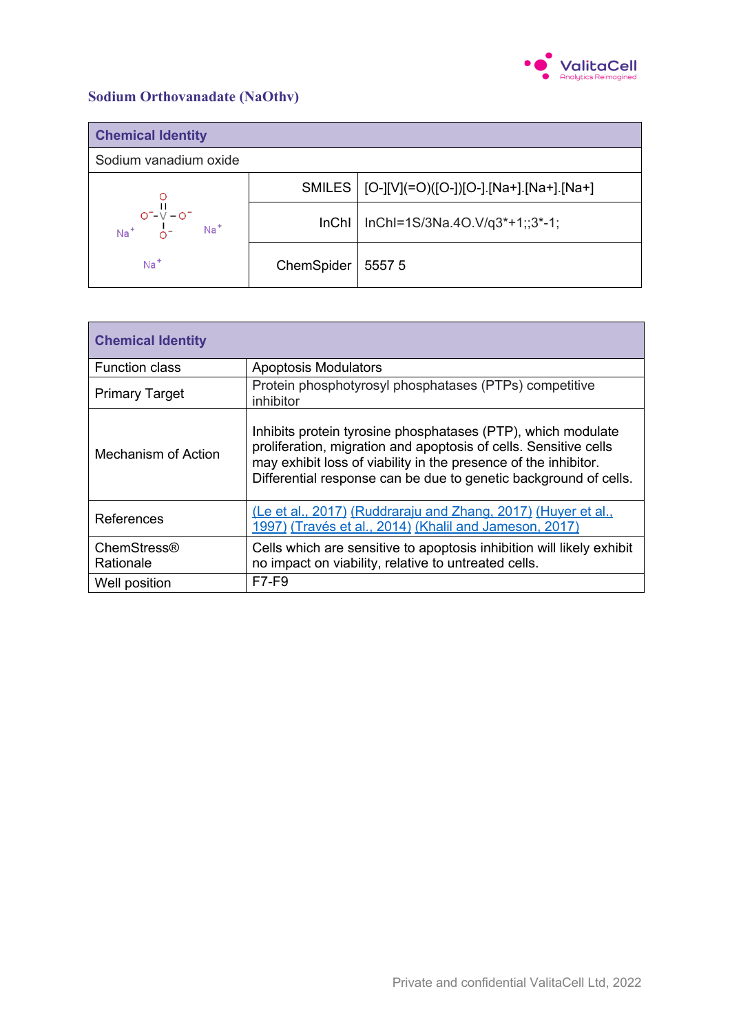## Sodium Orthovanadate (NaOthv)

| Chemical Identity | | |
|---|---|---|
| Sodium vanadium oxide | | |
| O<br>‖<br>$O^-$ – V – $O^-$<br>\|<br>$O^-$<br>$Na^+$ $Na^+$ $Na^+$ | SMILES | [O-][V](=O)([O-])[O-].[Na+].[Na+].[Na+] |
| | InChI | InChI=1S/3Na.4O.V/q3*+1;;3*-1; |
| | ChemSpider | 5557 5 |

| Chemical Identity | |
|---|---|
| Function class | Apoptosis Modulators |
| Primary Target | Protein phosphotyrosyl phosphatases (PTPs) competitive inhibitor |
| Mechanism of Action | Inhibits protein tyrosine phosphatases (PTP), which modulate proliferation, migration and apoptosis of cells. Sensitive cells may exhibit loss of viability in the presence of the inhibitor. Differential response can be due to genetic background of cells. |
| References | (Le et al., 2017) (Ruddraraju and Zhang, 2017) (Huyer et al., 1997) (Través et al., 2014) (Khalil and Jameson, 2017) |
| ChemStress® Rationale | Cells which are sensitive to apoptosis inhibition will likely exhibit no impact on viability, relative to untreated cells. |
| Well position | F7-F9 |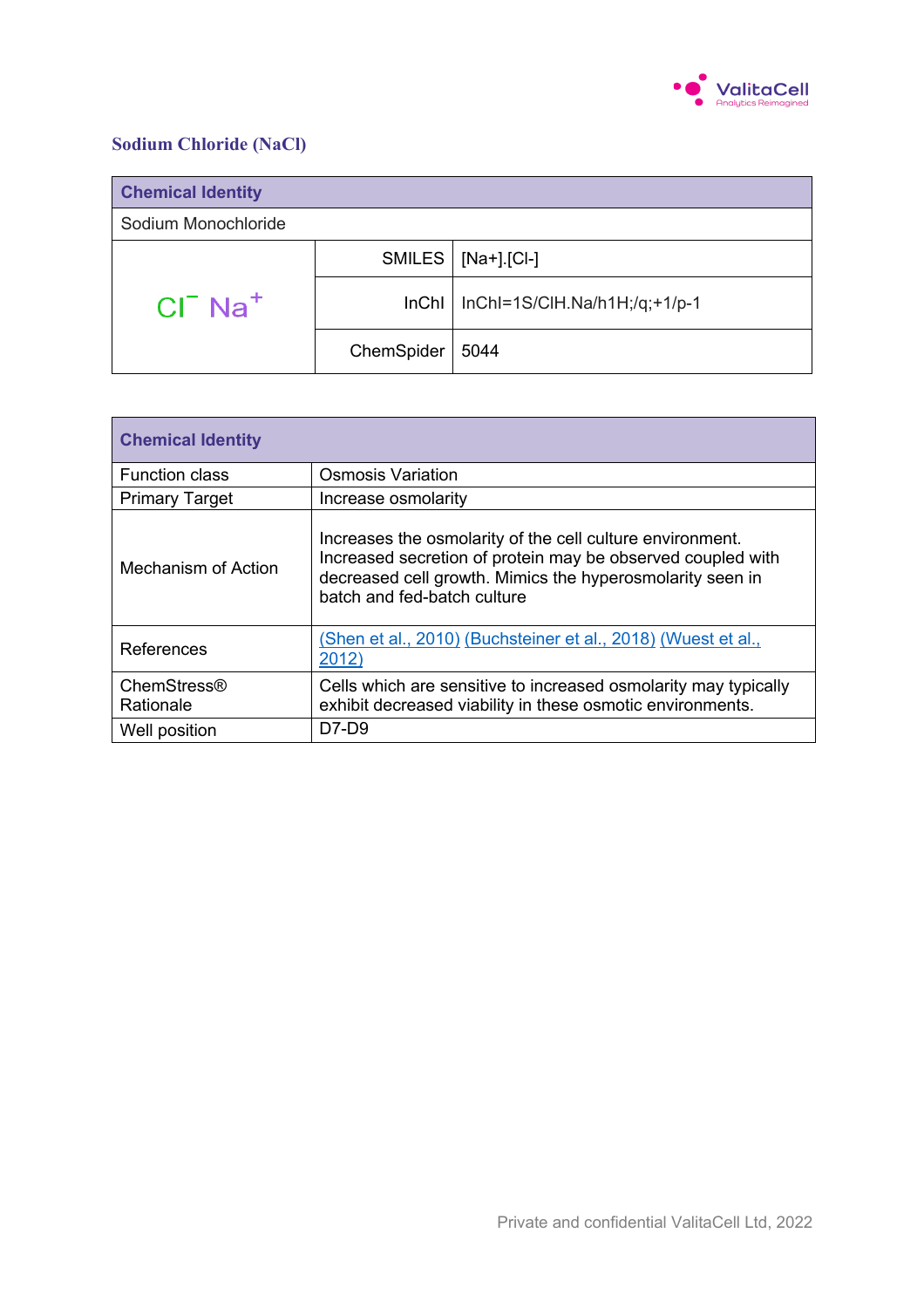## Sodium Chloride (NaCl)

| Chemical Identity | | |
|---|---|---|
| Sodium Monochloride | | |
| $Cl^{-}$ $Na^{+}$ | SMILES | [Na+].[Cl-] |
| | InChI | InChI=1S/ClH.Na/h1H;/q;+1/p-1 |
| | ChemSpider | 5044 |

| Chemical Identity | |
|---|---|
| Function class | Osmosis Variation |
| Primary Target | Increase osmolarity |
| Mechanism of Action | Increases the osmolarity of the cell culture environment. Increased secretion of protein may be observed coupled with decreased cell growth. Mimics the hyperosmolarity seen in batch and fed-batch culture |
| References | (Shen et al., 2010) (Buchsteiner et al., 2018) (Wuest et al., 2012) |
| ChemStress® Rationale | Cells which are sensitive to increased osmolarity may typically exhibit decreased viability in these osmotic environments. |
| Well position | D7-D9 |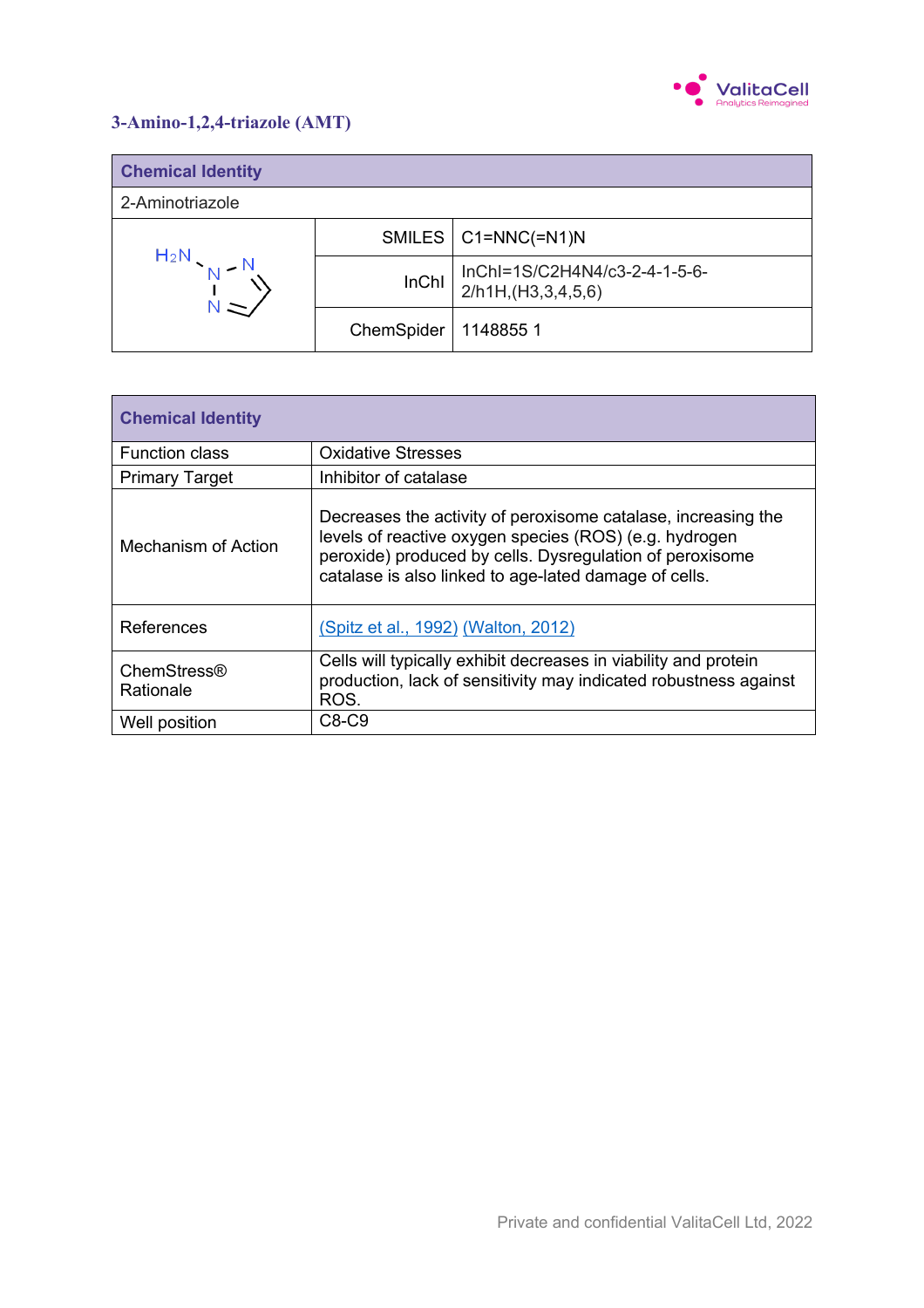## 3-Amino-1,2,4-triazole (AMT)

| Chemical Identity | | |
|---|---|---|
| 2-Aminotriazole | | |
| | SMILES | C1=NNC(=N1)N |
| | InChI | InChI=1S/C2H4N4/c3-2-4-1-5-6-2/h1H,(H3,3,4,5,6) |
| | ChemSpider | 1148855 1 |

| Chemical Identity | |
|---|---|
| Function class | Oxidative Stresses |
| Primary Target | Inhibitor of catalase |
| Mechanism of Action | Decreases the activity of peroxisome catalase, increasing the levels of reactive oxygen species (ROS) (e.g. hydrogen peroxide) produced by cells. Dysregulation of peroxisome catalase is also linked to age-lated damage of cells. |
| References | (Spitz et al., 1992) (Walton, 2012) |
| ChemStress® Rationale | Cells will typically exhibit decreases in viability and protein production, lack of sensitivity may indicated robustness against ROS. |
| Well position | C8-C9 |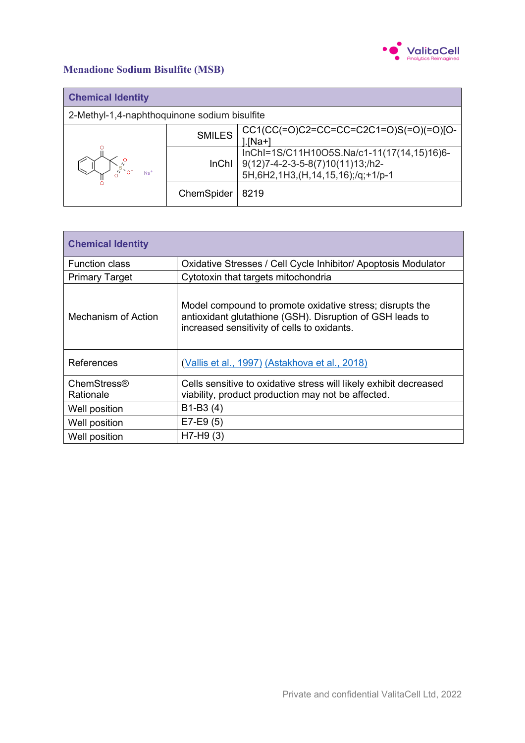## Menadione Sodium Bisulfite (MSB)

| Chemical Identity | | |
|---|---|---|
| 2-Methyl-1,4-naphthoquinone sodium bisulfite | | |
| | SMILES | CC1(CC(=O)C2=CC=CC=C2C1=O)S(=O)(=O)[O-].[Na+] |
| | InChI | InChI=1S/C11H10O5S.Na/c1-11(17(14,15)16)6-9(12)7-4-2-3-5-8(7)10(11)13;/h2-5H,6H2,1H3,(H,14,15,16);/q;+1/p-1 |
| | ChemSpider | 8219 |

| Chemical Identity | |
|---|---|
| Function class | Oxidative Stresses / Cell Cycle Inhibitor/ Apoptosis Modulator |
| Primary Target | Cytotoxin that targets mitochondria |
| Mechanism of Action | Model compound to promote oxidative stress; disrupts the antioxidant glutathione (GSH). Disruption of GSH leads to increased sensitivity of cells to oxidants. |
| References | (Vallis et al., 1997) (Astakhova et al., 2018) |
| ChemStress® Rationale | Cells sensitive to oxidative stress will likely exhibit decreased viability, product production may not be affected. |
| Well position | B1-B3 (4) |
| Well position | E7-E9 (5) |
| Well position | H7-H9 (3) |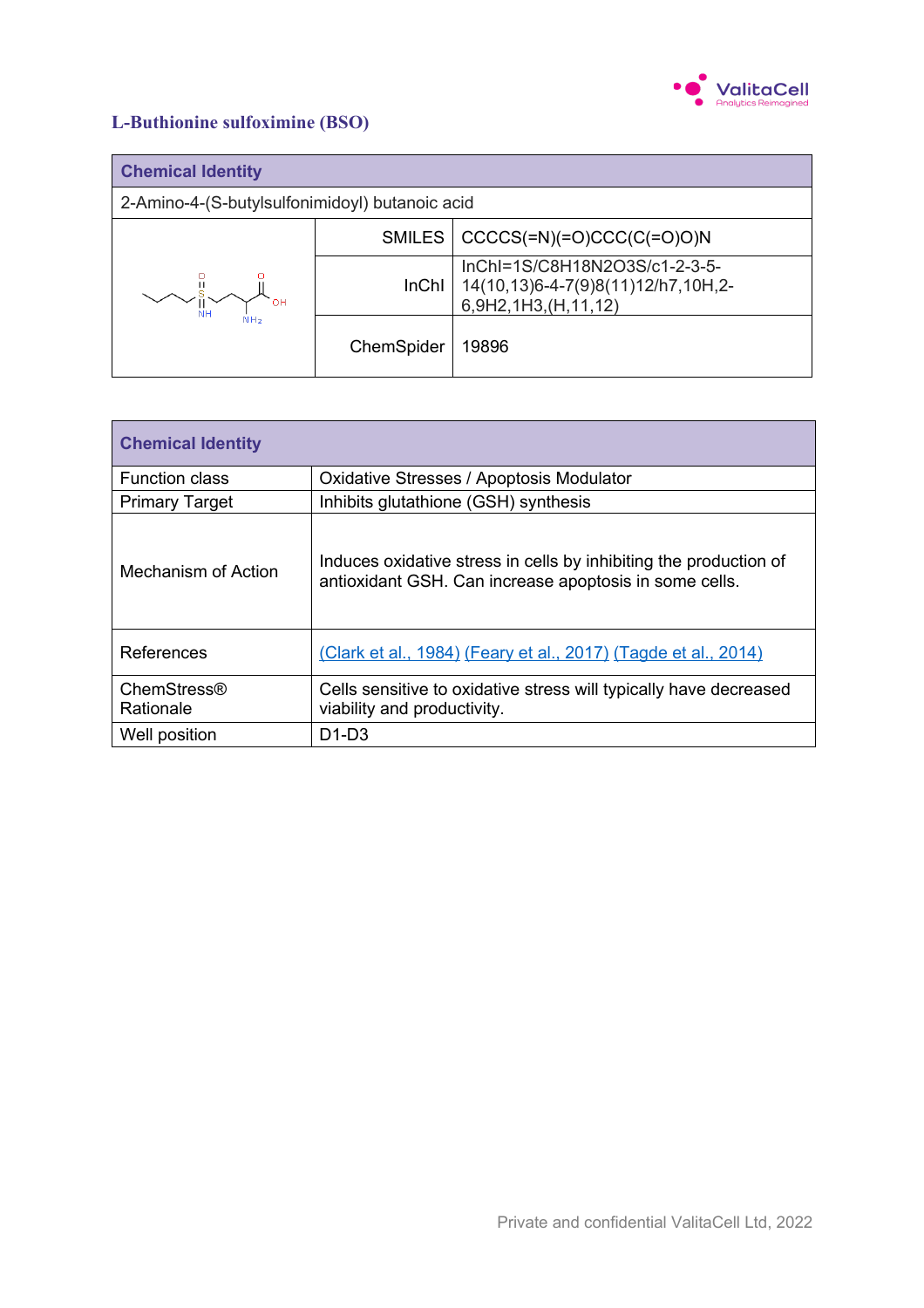## L-Buthionine sulfoximine (BSO)

| Chemical Identity | | |
|---|---|---|
| 2-Amino-4-(S-butylsulfonimidoyl) butanoic acid | | |
| | SMILES | CCCCS(=N)(=O)CCC(C(=O)O)N |
| | InChI | InChI=1S/C8H18N2O3S/c1-2-3-5-14(10,13)6-4-7(9)8(11)12/h7,10H,2-6,9H2,1H3,(H,11,12) |
| | ChemSpider | 19896 |

| Chemical Identity | |
|---|---|
| Function class | Oxidative Stresses / Apoptosis Modulator |
| Primary Target | Inhibits glutathione (GSH) synthesis |
| Mechanism of Action | Induces oxidative stress in cells by inhibiting the production of antioxidant GSH. Can increase apoptosis in some cells. |
| References | (Clark et al., 1984) (Feary et al., 2017) (Tagde et al., 2014) |
| ChemStress® Rationale | Cells sensitive to oxidative stress will typically have decreased viability and productivity. |
| Well position | D1-D3 |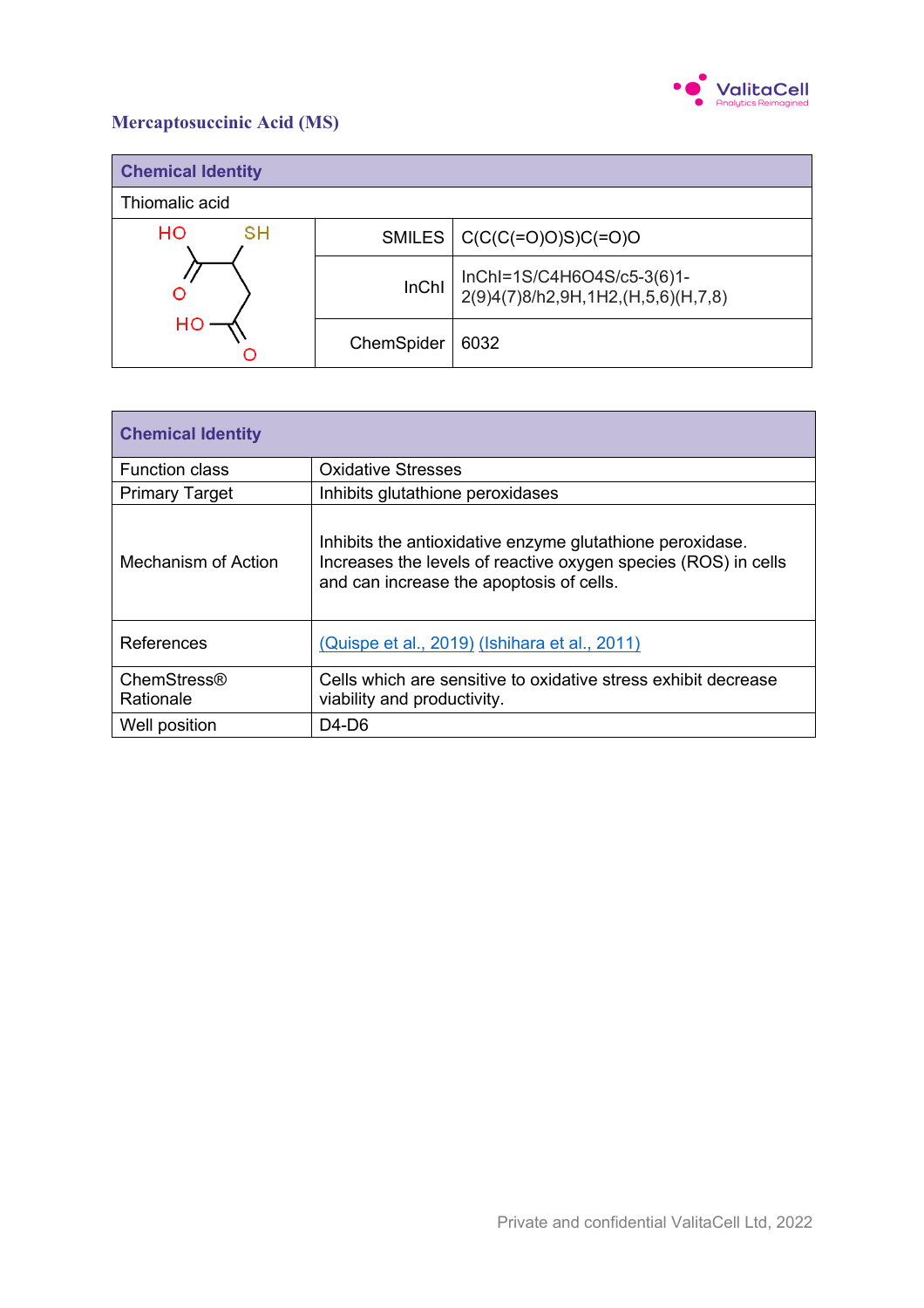# Mercaptosuccinic Acid (MS)

| Chemical Identity | | |
|---|---|---|
| Thiomalic acid | | |
| | SMILES | C(C(C(=O)O)S)C(=O)O |
| | InChI | InChI=1S/C4H6O4S/c5-3(6)1-2(9)4(7)8/h2,9H,1H2,(H,5,6)(H,7,8) |
| | ChemSpider | 6032 |

| Chemical Identity | |
|---|---|
| Function class | Oxidative Stresses |
| Primary Target | Inhibits glutathione peroxidases |
| Mechanism of Action | Inhibits the antioxidative enzyme glutathione peroxidase. Increases the levels of reactive oxygen species (ROS) in cells and can increase the apoptosis of cells. |
| References | (Quispe et al., 2019) (Ishihara et al., 2011) |
| ChemStress® Rationale | Cells which are sensitive to oxidative stress exhibit decrease viability and productivity. |
| Well position | D4-D6 |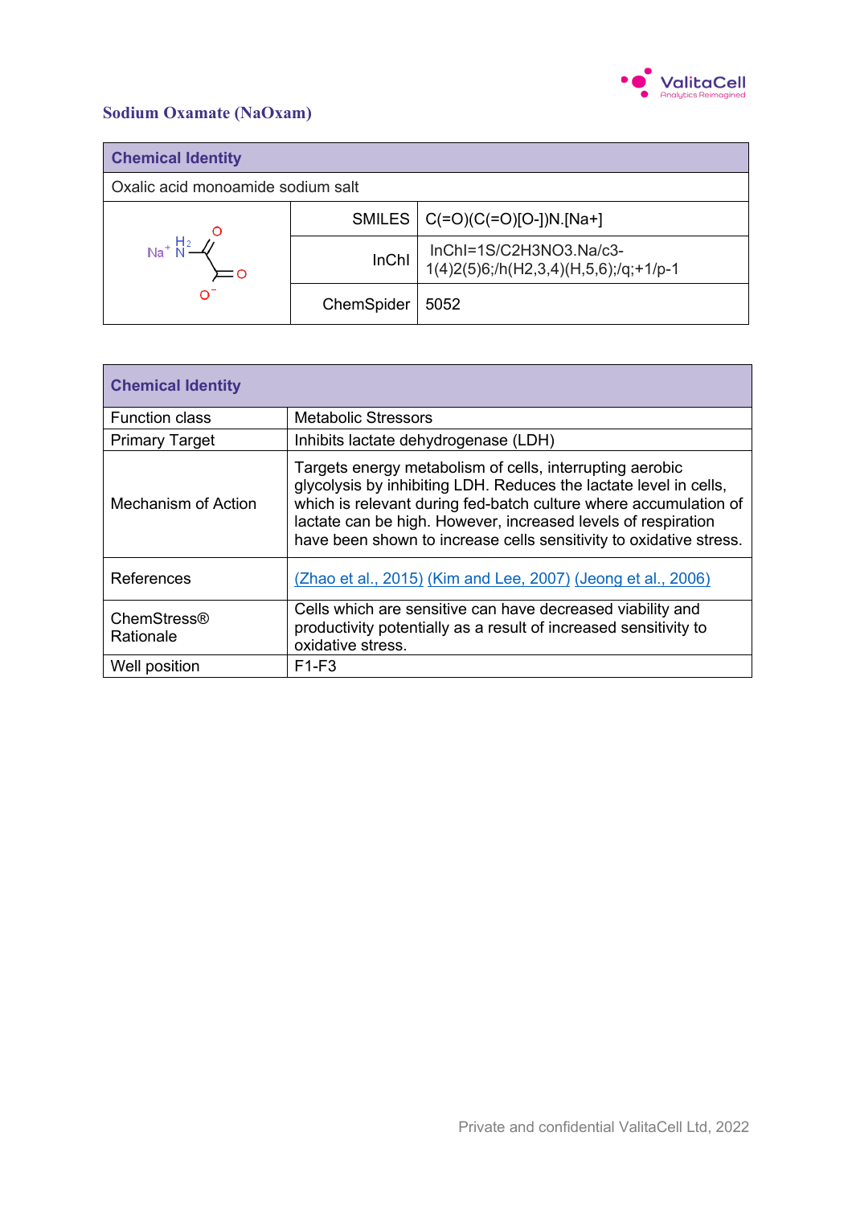## Sodium Oxamate (NaOxam)

| Chemical Identity | | |
|---|---|---|
| Oxalic acid monoamide sodium salt | | |
| | SMILES | C(=O)(C(=O)[O-])N.[Na+] |
| | InChI | InChI=1S/C2H3NO3.Na/c3-1(4)2(5)6;/h(H2,3,4)(H,5,6);/q;+1/p-1 |
| | ChemSpider | 5052 |

| Chemical Identity | |
|---|---|
| Function class | Metabolic Stressors |
| Primary Target | Inhibits lactate dehydrogenase (LDH) |
| Mechanism of Action | Targets energy metabolism of cells, interrupting aerobic glycolysis by inhibiting LDH. Reduces the lactate level in cells, which is relevant during fed-batch culture where accumulation of lactate can be high. However, increased levels of respiration have been shown to increase cells sensitivity to oxidative stress. |
| References | (Zhao et al., 2015) (Kim and Lee, 2007) (Jeong et al., 2006) |
| ChemStress® Rationale | Cells which are sensitive can have decreased viability and productivity potentially as a result of increased sensitivity to oxidative stress. |
| Well position | F1-F3 |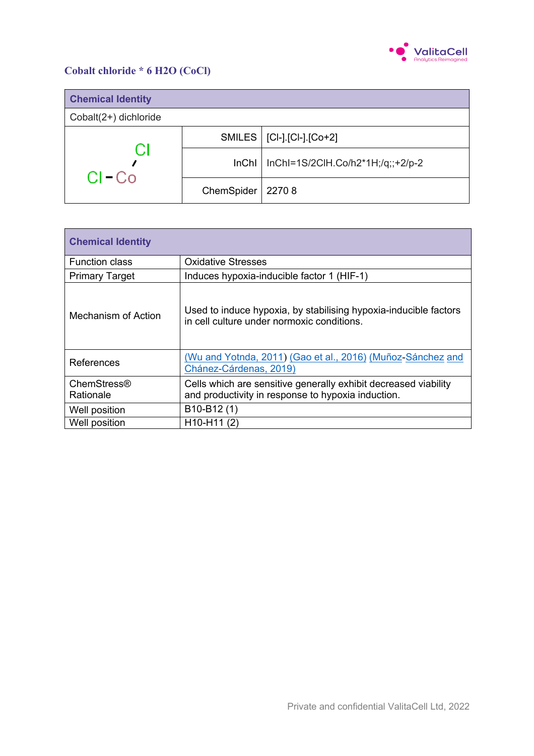## Cobalt chloride * 6 H2O (CoCl)

| Chemical Identity | | |
|---|---|---|
| Cobalt(2+) dichloride | | |
| Cl - Co - Cl | SMILES | [Cl-].[Cl-].[Co+2] |
| | InChI | InChI=1S/2ClH.Co/h2*1H;/q;;+2/p-2 |
| | ChemSpider | 2270 8 |

| Chemical Identity | |
|---|---|
| Function class | Oxidative Stresses |
| Primary Target | Induces hypoxia-inducible factor 1 (HIF-1) |
| Mechanism of Action | Used to induce hypoxia, by stabilising hypoxia-inducible factors in cell culture under normoxic conditions. |
| References | (Wu and Yotnda, 2011) (Gao et al., 2016) (Muñoz-Sánchez and Chánez-Cárdenas, 2019) |
| ChemStress® Rationale | Cells which are sensitive generally exhibit decreased viability and productivity in response to hypoxia induction. |
| Well position | B10-B12 (1) |
| Well position | H10-H11 (2) |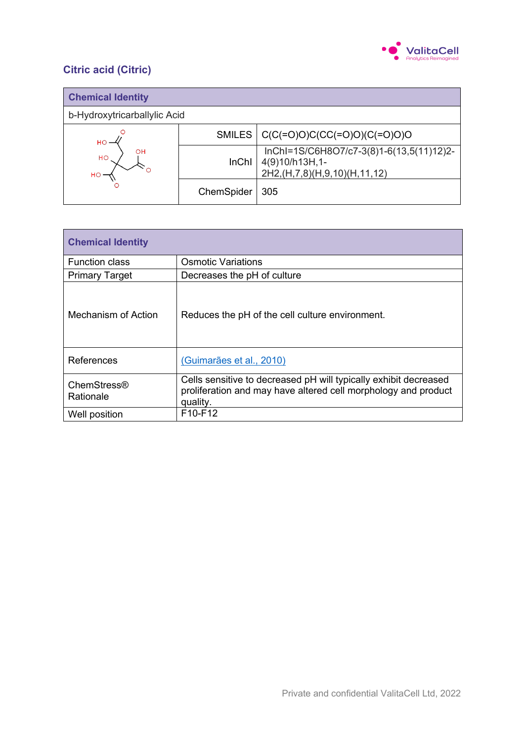## Citric acid (Citric)

| Chemical Identity | | |
|---|---|---|
| b-Hydroxytricarballylic Acid | | |
| | SMILES | C(C(=O)O)C(CC(=O)O)(C(=O)O)O |
| | InChI | InChI=1S/C6H8O7/c7-3(8)1-6(13,5(11)12)2-4(9)10/h13H,1-2H2,(H,7,8)(H,9,10)(H,11,12) |
| | ChemSpider | 305 |

| Chemical Identity | |
|---|---|
| Function class | Osmotic Variations |
| Primary Target | Decreases the pH of culture |
| Mechanism of Action | Reduces the pH of the cell culture environment. |
| References | (Guimarães et al., 2010) |
| ChemStress® Rationale | Cells sensitive to decreased pH will typically exhibit decreased proliferation and may have altered cell morphology and product quality. |
| Well position | F10-F12 |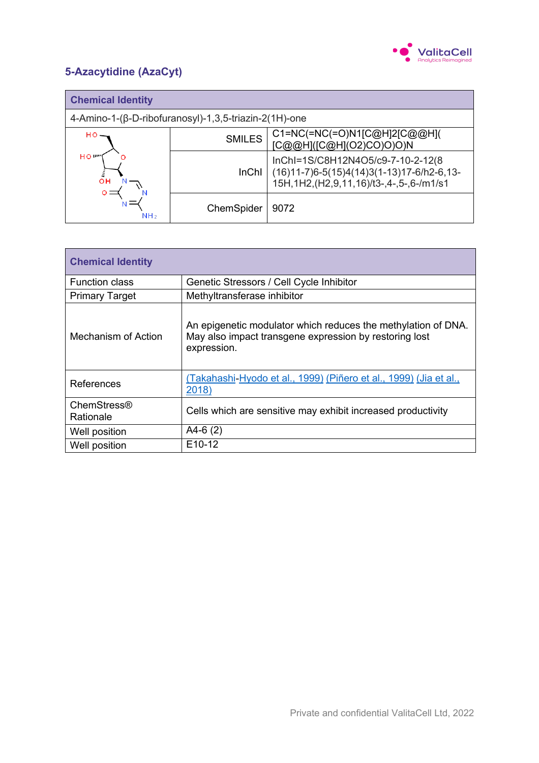## 5-Azacytidine (AzaCyt)

| Chemical Identity | | |
|---|---|---|
| 4-Amino-1-(β-D-ribofuranosyl)-1,3,5-triazin-2(1H)-one | | |
| | SMILES | C1=NC(=NC(=O)N1[C@H]2[C@@H]([C@@H]([C@H](O2)CO)O)O)N |
| | InChI | InChI=1S/C8H12N4O5/c9-7-10-2-12(8(16)11-7)6-5(15)4(14)3(1-13)17-6/h2-6,13-15H,1H2,(H2,9,11,16)/t3-,4-,5-,6-/m1/s1 |
| | ChemSpider | 9072 |

| Chemical Identity | |
|---|---|
| Function class | Genetic Stressors / Cell Cycle Inhibitor |
| Primary Target | Methyltransferase inhibitor |
| Mechanism of Action | An epigenetic modulator which reduces the methylation of DNA. May also impact transgene expression by restoring lost expression. |
| References | (Takahashi-Hyodo et al., 1999) (Piñero et al., 1999) (Jia et al., 2018) |
| ChemStress® Rationale | Cells which are sensitive may exhibit increased productivity |
| Well position | A4-6 (2) |
| Well position | E10-12 |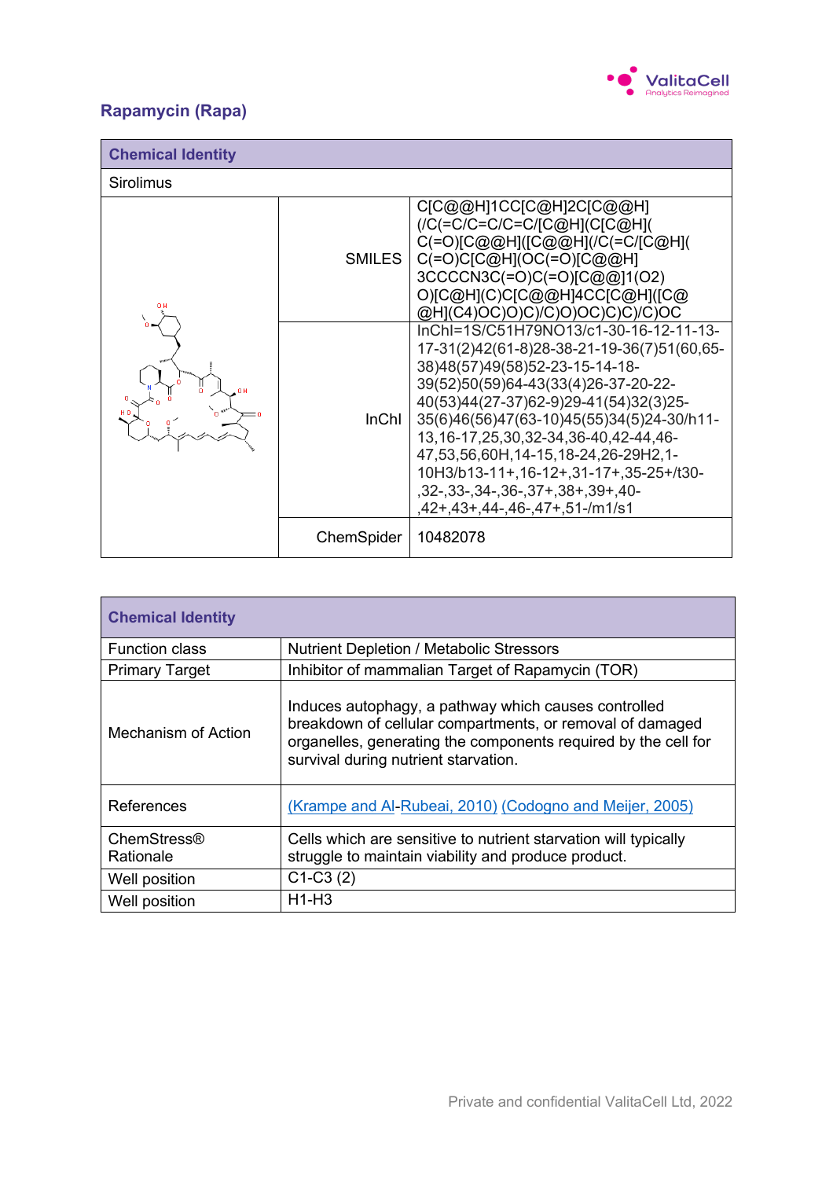## Rapamycin (Rapa)

| Chemical Identity | | |
|---|---|---|
| Sirolimus | | |
| | SMILES | C[C@@H]1CC[C@H]2C[C@@H](/C(=C/C=C/C=C/[C@H](C[C@H](C(=O)[C@@H]([C@@H](/C(=C/[C@H](C(=O)C[C@H](OC(=O)[C@@H]3CCCCN3C(=O)C(=O)[C@@]1(O2)O)[C@H](C)C[C@@H]4CC[C@H]([C@@H](C4)OC)O)C)/C)O)OC)C)C)/C)OC |
| | InChI | InChI=1S/C51H79NO13/c1-30-16-12-11-13-17-31(2)42(61-8)28-38-21-19-36(7)51(60,65-38)48(57)49(58)52-23-15-14-18-39(52)50(59)64-43(33(4)26-37-20-22-40(53)44(27-37)62-9)29-41(54)32(3)25-35(6)46(56)47(63-10)45(55)34(5)24-30/h11-13,16-17,25,30,32-34,36-40,42-44,46-47,53,56,60H,14-15,18-24,26-29H2,1-10H3/b13-11+,16-12+,31-17+,35-25+/t30-,32-,33-,34-,36-,37+,38+,39+,40-,42+,43+,44-,46-,47+,51-/m1/s1 |
| | ChemSpider | 10482078 |

| Chemical Identity | |
|---|---|
| Function class | Nutrient Depletion / Metabolic Stressors |
| Primary Target | Inhibitor of mammalian Target of Rapamycin (TOR) |
| Mechanism of Action | Induces autophagy, a pathway which causes controlled breakdown of cellular compartments, or removal of damaged organelles, generating the components required by the cell for survival during nutrient starvation. |
| References | (Krampe and Al-Rubeai, 2010) (Codogno and Meijer, 2005) |
| ChemStress® Rationale | Cells which are sensitive to nutrient starvation will typically struggle to maintain viability and produce product. |
| Well position | C1-C3 (2) |
| Well position | H1-H3 |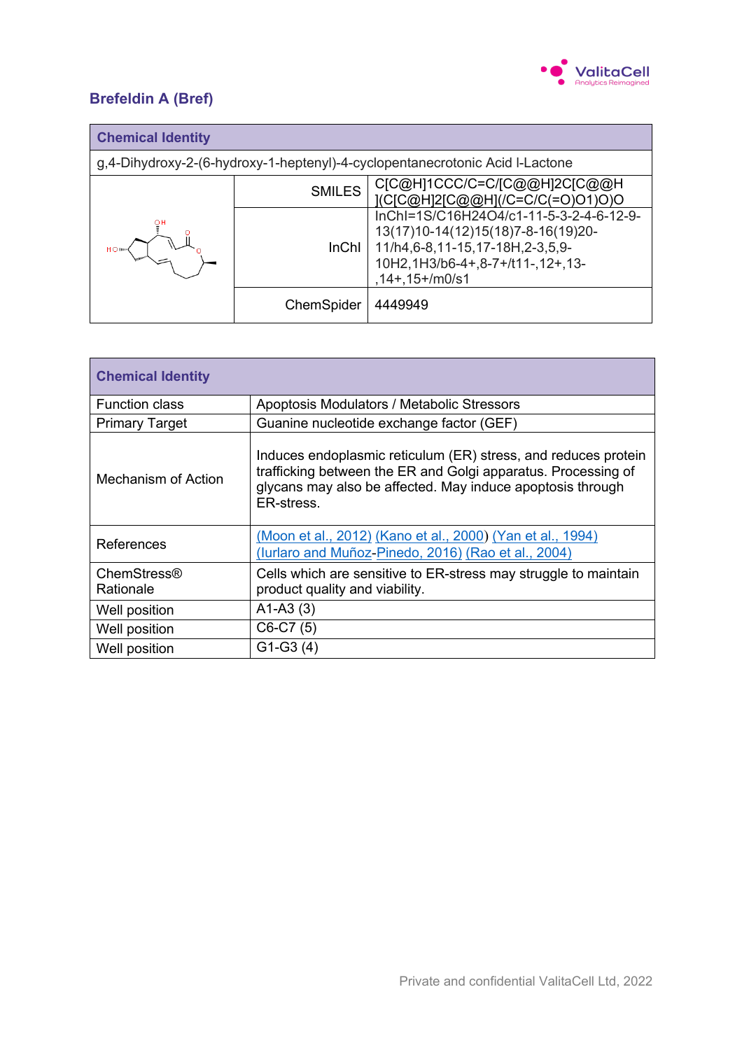## Brefeldin A (Bref)

| Chemical Identity | | |
|---|---|---|
| g,4-Dihydroxy-2-(6-hydroxy-1-heptenyl)-4-cyclopentanecrotonic Acid l-Lactone | | |
| | SMILES | C[C@H]1CCC/C=C/[C@@H]2C[C@@H](C[C@H]2[C@@H](/C=C/C(=O)O1)O)O |
| | InChI | InChI=1S/C16H24O4/c1-11-5-3-2-4-6-12-9-13(17)10-14(12)15(18)7-8-16(19)20-11/h4,6-8,11-15,17-18H,2-3,5,9-10H2,1H3/b6-4+,8-7+/t11-,12+,13-,14+,15+/m0/s1 |
| | ChemSpider | 4449949 |

| Chemical Identity | |
|---|---|
| Function class | Apoptosis Modulators / Metabolic Stressors |
| Primary Target | Guanine nucleotide exchange factor (GEF) |
| Mechanism of Action | Induces endoplasmic reticulum (ER) stress, and reduces protein trafficking between the ER and Golgi apparatus. Processing of glycans may also be affected. May induce apoptosis through ER-stress. |
| References | (Moon et al., 2012) (Kano et al., 2000) (Yan et al., 1994) (Iurlaro and Muñoz-Pinedo, 2016) (Rao et al., 2004) |
| ChemStress® Rationale | Cells which are sensitive to ER-stress may struggle to maintain product quality and viability. |
| Well position | A1-A3 (3) |
| Well position | C6-C7 (5) |
| Well position | G1-G3 (4) |